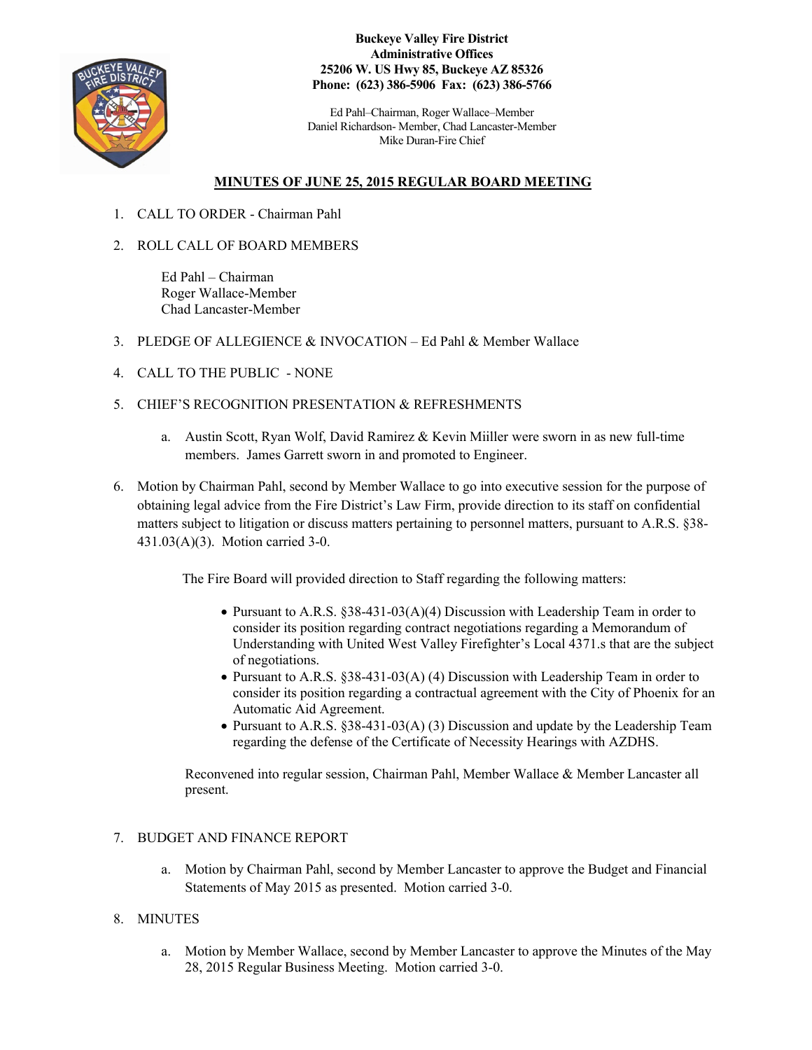**Buckeye Valley Fire District**
**Administrative Offices**
**25206 W. US Hwy 85, Buckeye AZ 85326**
**Phone: (623) 386-5906 Fax: (623) 386-5766**

Ed Pahl–Chairman, Roger Wallace–Member
Daniel Richardson- Member, Chad Lancaster-Member
Mike Duran-Fire Chief

## MINUTES OF JUNE 25, 2015 REGULAR BOARD MEETING

1. CALL TO ORDER - Chairman Pahl

2. ROLL CALL OF BOARD MEMBERS

   Ed Pahl – Chairman
   Roger Wallace-Member
   Chad Lancaster-Member

3. PLEDGE OF ALLEGIENCE & INVOCATION – Ed Pahl & Member Wallace

4. CALL TO THE PUBLIC - NONE

5. CHIEF'S RECOGNITION PRESENTATION & REFRESHMENTS

   a. Austin Scott, Ryan Wolf, David Ramirez & Kevin Miiller were sworn in as new full-time members. James Garrett sworn in and promoted to Engineer.

6. Motion by Chairman Pahl, second by Member Wallace to go into executive session for the purpose of obtaining legal advice from the Fire District's Law Firm, provide direction to its staff on confidential matters subject to litigation or discuss matters pertaining to personnel matters, pursuant to A.R.S. §38-431.03(A)(3). Motion carried 3-0.

   The Fire Board will provided direction to Staff regarding the following matters:

   - Pursuant to A.R.S. §38-431-03(A)(4) Discussion with Leadership Team in order to consider its position regarding contract negotiations regarding a Memorandum of Understanding with United West Valley Firefighter's Local 4371.s that are the subject of negotiations.
   - Pursuant to A.R.S. §38-431-03(A) (4) Discussion with Leadership Team in order to consider its position regarding a contractual agreement with the City of Phoenix for an Automatic Aid Agreement.
   - Pursuant to A.R.S. §38-431-03(A) (3) Discussion and update by the Leadership Team regarding the defense of the Certificate of Necessity Hearings with AZDHS.

   Reconvened into regular session, Chairman Pahl, Member Wallace & Member Lancaster all present.

7. BUDGET AND FINANCE REPORT

   a. Motion by Chairman Pahl, second by Member Lancaster to approve the Budget and Financial Statements of May 2015 as presented. Motion carried 3-0.

8. MINUTES

   a. Motion by Member Wallace, second by Member Lancaster to approve the Minutes of the May 28, 2015 Regular Business Meeting. Motion carried 3-0.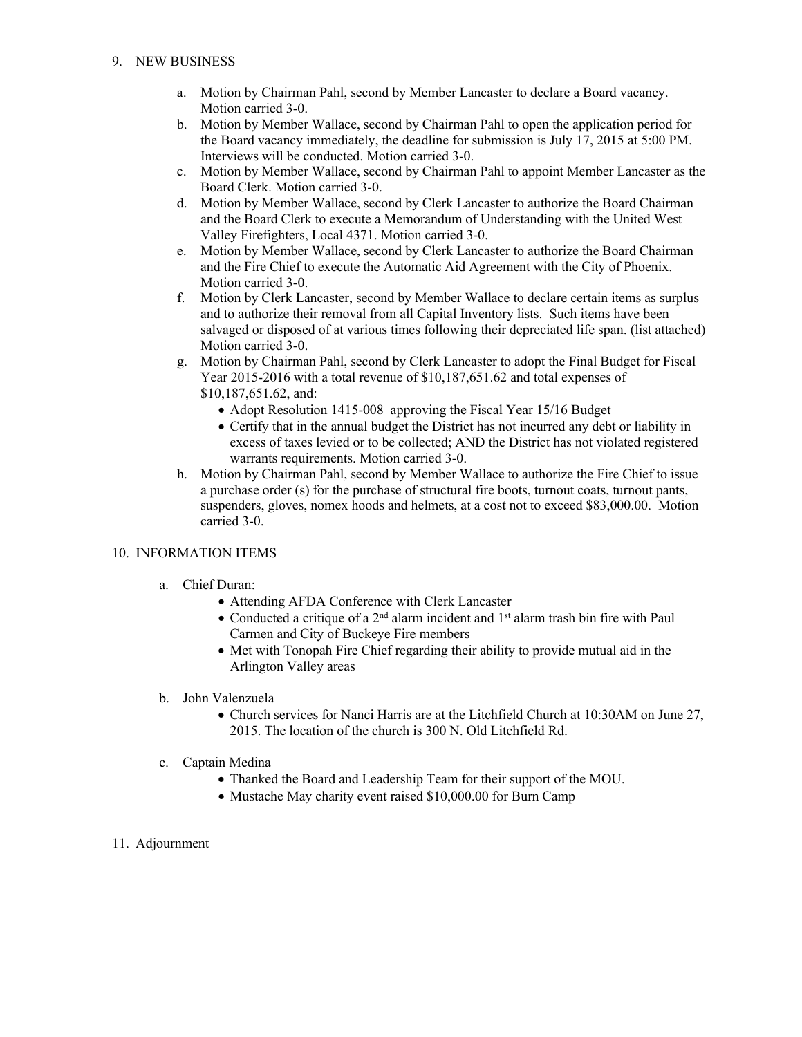9. NEW BUSINESS

   a. Motion by Chairman Pahl, second by Member Lancaster to declare a Board vacancy. Motion carried 3-0.
   b. Motion by Member Wallace, second by Chairman Pahl to open the application period for the Board vacancy immediately, the deadline for submission is July 17, 2015 at 5:00 PM. Interviews will be conducted. Motion carried 3-0.
   c. Motion by Member Wallace, second by Chairman Pahl to appoint Member Lancaster as the Board Clerk. Motion carried 3-0.
   d. Motion by Member Wallace, second by Clerk Lancaster to authorize the Board Chairman and the Board Clerk to execute a Memorandum of Understanding with the United West Valley Firefighters, Local 4371. Motion carried 3-0.
   e. Motion by Member Wallace, second by Clerk Lancaster to authorize the Board Chairman and the Fire Chief to execute the Automatic Aid Agreement with the City of Phoenix. Motion carried 3-0.
   f. Motion by Clerk Lancaster, second by Member Wallace to declare certain items as surplus and to authorize their removal from all Capital Inventory lists. Such items have been salvaged or disposed of at various times following their depreciated life span. (list attached) Motion carried 3-0.
   g. Motion by Chairman Pahl, second by Clerk Lancaster to adopt the Final Budget for Fiscal Year 2015-2016 with a total revenue of $10,187,651.62 and total expenses of $10,187,651.62, and:
      - Adopt Resolution 1415-008 approving the Fiscal Year 15/16 Budget
      - Certify that in the annual budget the District has not incurred any debt or liability in excess of taxes levied or to be collected; AND the District has not violated registered warrants requirements. Motion carried 3-0.
   h. Motion by Chairman Pahl, second by Member Wallace to authorize the Fire Chief to issue a purchase order (s) for the purchase of structural fire boots, turnout coats, turnout pants, suspenders, gloves, nomex hoods and helmets, at a cost not to exceed $83,000.00. Motion carried 3-0.

10. INFORMATION ITEMS

   a. Chief Duran:
      - Attending AFDA Conference with Clerk Lancaster
      - Conducted a critique of a 2nd alarm incident and 1st alarm trash bin fire with Paul Carmen and City of Buckeye Fire members
      - Met with Tonopah Fire Chief regarding their ability to provide mutual aid in the Arlington Valley areas

   b. John Valenzuela
      - Church services for Nanci Harris are at the Litchfield Church at 10:30AM on June 27, 2015. The location of the church is 300 N. Old Litchfield Rd.

   c. Captain Medina
      - Thanked the Board and Leadership Team for their support of the MOU.
      - Mustache May charity event raised $10,000.00 for Burn Camp

11. Adjournment